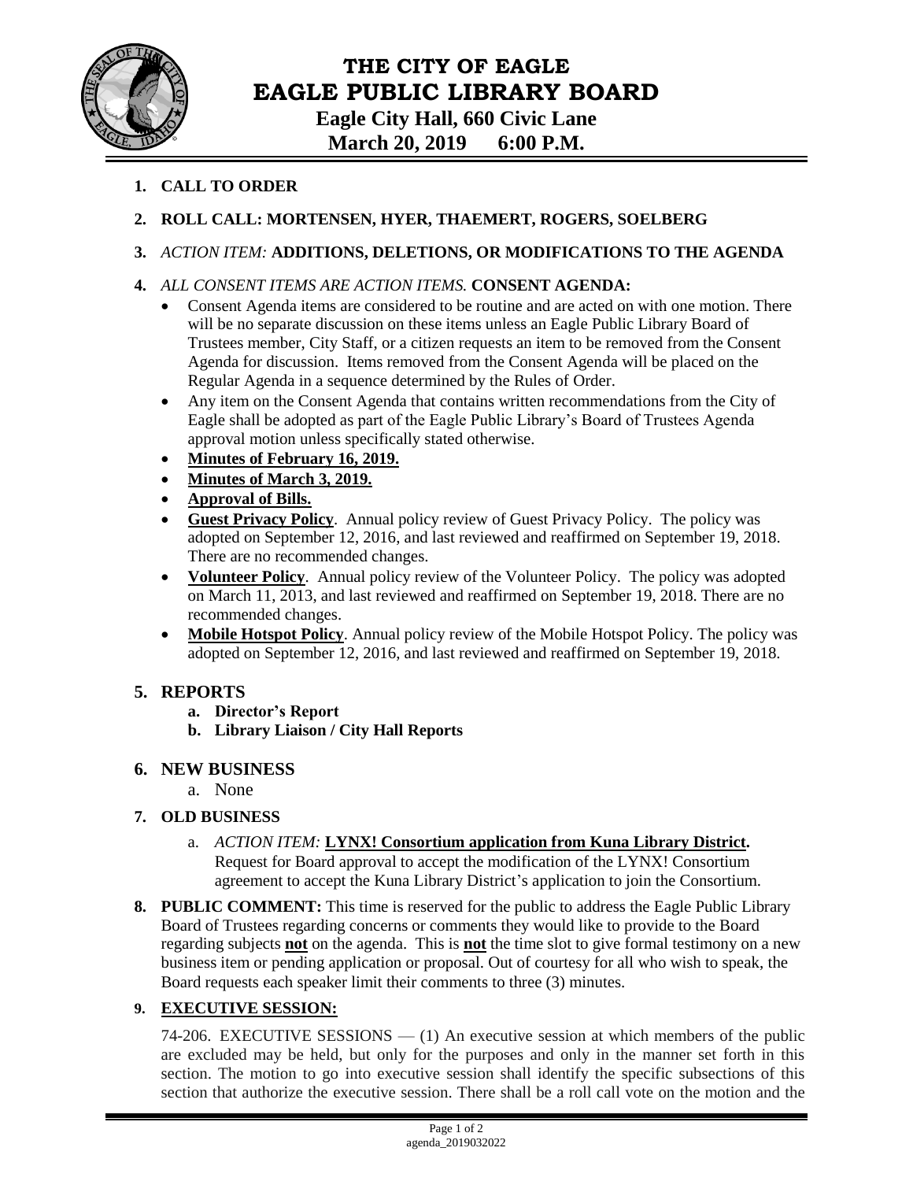# THE CITY OF EAGLE
# EAGLE PUBLIC LIBRARY BOARD

**Eagle City Hall, 660 Civic Lane**
**March 20, 2019 6:00 P.M.**

1. **CALL TO ORDER**

2. **ROLL CALL: MORTENSEN, HYER, THAEMERT, ROGERS, SOELBERG**

3. *ACTION ITEM:* **ADDITIONS, DELETIONS, OR MODIFICATIONS TO THE AGENDA**

4. *ALL CONSENT ITEMS ARE ACTION ITEMS.* **CONSENT AGENDA:**
   - Consent Agenda items are considered to be routine and are acted on with one motion. There will be no separate discussion on these items unless an Eagle Public Library Board of Trustees member, City Staff, or a citizen requests an item to be removed from the Consent Agenda for discussion. Items removed from the Consent Agenda will be placed on the Regular Agenda in a sequence determined by the Rules of Order.
   - Any item on the Consent Agenda that contains written recommendations from the City of Eagle shall be adopted as part of the Eagle Public Library's Board of Trustees Agenda approval motion unless specifically stated otherwise.
   - **Minutes of February 16, 2019.**
   - **Minutes of March 3, 2019.**
   - **Approval of Bills.**
   - **Guest Privacy Policy**. Annual policy review of Guest Privacy Policy. The policy was adopted on September 12, 2016, and last reviewed and reaffirmed on September 19, 2018. There are no recommended changes.
   - **Volunteer Policy**. Annual policy review of the Volunteer Policy. The policy was adopted on March 11, 2013, and last reviewed and reaffirmed on September 19, 2018. There are no recommended changes.
   - **Mobile Hotspot Policy**. Annual policy review of the Mobile Hotspot Policy. The policy was adopted on September 12, 2016, and last reviewed and reaffirmed on September 19, 2018.

5. **REPORTS**
   a. **Director's Report**
   b. **Library Liaison / City Hall Reports**

6. **NEW BUSINESS**
   a. None

7. **OLD BUSINESS**
   a. *ACTION ITEM:* **LYNX! Consortium application from Kuna Library District.** Request for Board approval to accept the modification of the LYNX! Consortium agreement to accept the Kuna Library District's application to join the Consortium.

8. **PUBLIC COMMENT:** This time is reserved for the public to address the Eagle Public Library Board of Trustees regarding concerns or comments they would like to provide to the Board regarding subjects **not** on the agenda. This is **not** the time slot to give formal testimony on a new business item or pending application or proposal. Out of courtesy for all who wish to speak, the Board requests each speaker limit their comments to three (3) minutes.

9. **EXECUTIVE SESSION:**

   74-206. EXECUTIVE SESSIONS — (1) An executive session at which members of the public are excluded may be held, but only for the purposes and only in the manner set forth in this section. The motion to go into executive session shall identify the specific subsections of this section that authorize the executive session. There shall be a roll call vote on the motion and the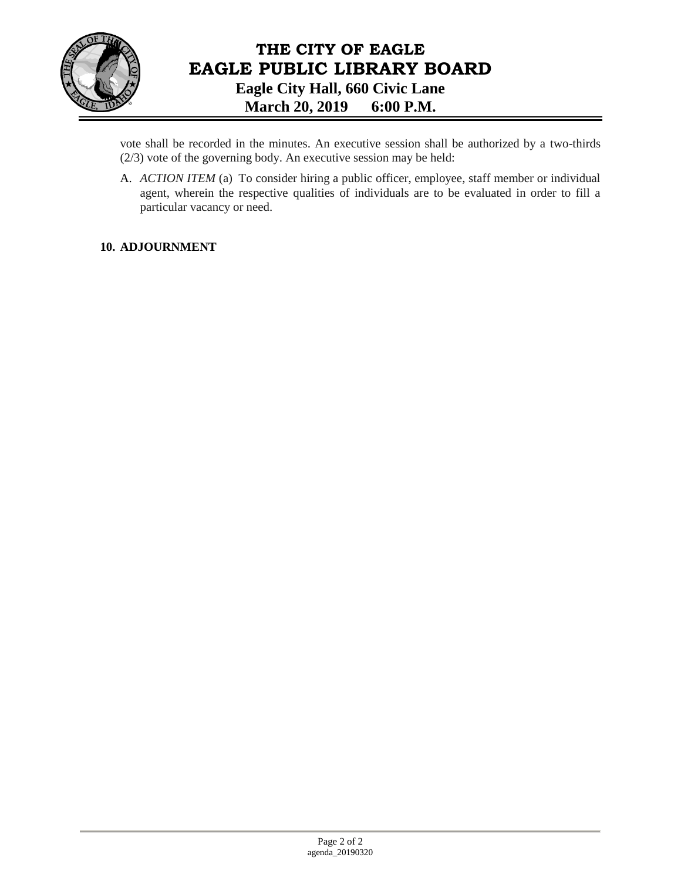vote shall be recorded in the minutes. An executive session shall be authorized by a two-thirds (2/3) vote of the governing body. An executive session may be held:

A. *ACTION ITEM* (a) To consider hiring a public officer, employee, staff member or individual agent, wherein the respective qualities of individuals are to be evaluated in order to fill a particular vacancy or need.

**10. ADJOURNMENT**